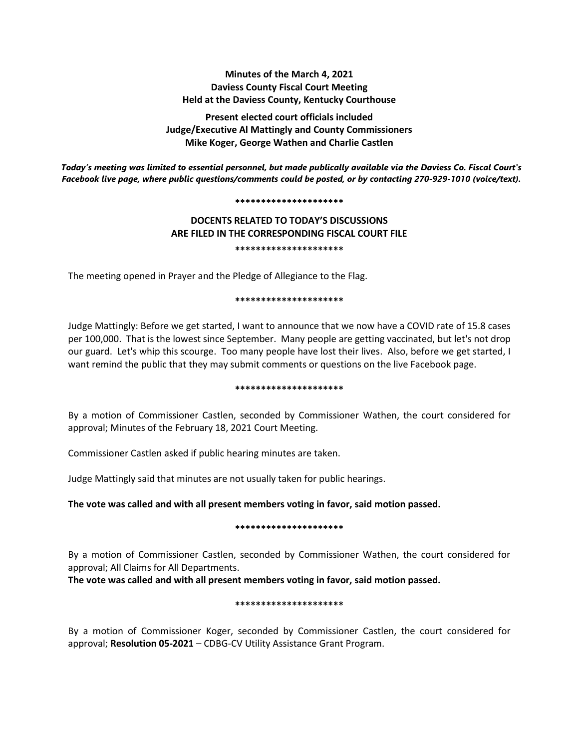**Minutes of the March 4, 2021**
**Daviess County Fiscal Court Meeting**
**Held at the Daviess County, Kentucky Courthouse**

**Present elected court officials included**
**Judge/Executive Al Mattingly and County Commissioners**
**Mike Koger, George Wathen and Charlie Castlen**

***Today's meeting was limited to essential personnel, but made publically available via the Daviess Co. Fiscal Court's Facebook live page, where public questions/comments could be posted, or by contacting 270-929-1010 (voice/text).***

**********************

**DOCENTS RELATED TO TODAY'S DISCUSSIONS**
**ARE FILED IN THE CORRESPONDING FISCAL COURT FILE**

**********************

The meeting opened in Prayer and the Pledge of Allegiance to the Flag.

**********************

Judge Mattingly: Before we get started, I want to announce that we now have a COVID rate of 15.8 cases per 100,000. That is the lowest since September. Many people are getting vaccinated, but let's not drop our guard. Let's whip this scourge. Too many people have lost their lives. Also, before we get started, I want remind the public that they may submit comments or questions on the live Facebook page.

**********************

By a motion of Commissioner Castlen, seconded by Commissioner Wathen, the court considered for approval; Minutes of the February 18, 2021 Court Meeting.

Commissioner Castlen asked if public hearing minutes are taken.

Judge Mattingly said that minutes are not usually taken for public hearings.

**The vote was called and with all present members voting in favor, said motion passed.**

**********************

By a motion of Commissioner Castlen, seconded by Commissioner Wathen, the court considered for approval; All Claims for All Departments.

**The vote was called and with all present members voting in favor, said motion passed.**

**********************

By a motion of Commissioner Koger, seconded by Commissioner Castlen, the court considered for approval; **Resolution 05-2021** – CDBG-CV Utility Assistance Grant Program.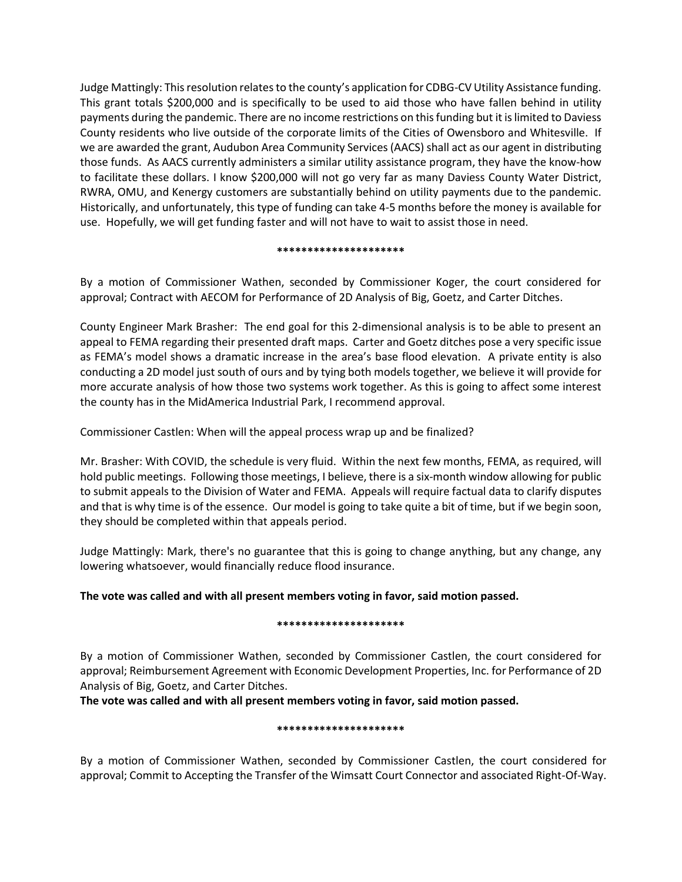Judge Mattingly: This resolution relates to the county's application for CDBG-CV Utility Assistance funding. This grant totals $200,000 and is specifically to be used to aid those who have fallen behind in utility payments during the pandemic. There are no income restrictions on this funding but it is limited to Daviess County residents who live outside of the corporate limits of the Cities of Owensboro and Whitesville. If we are awarded the grant, Audubon Area Community Services (AACS) shall act as our agent in distributing those funds. As AACS currently administers a similar utility assistance program, they have the know-how to facilitate these dollars. I know $200,000 will not go very far as many Daviess County Water District, RWRA, OMU, and Kenergy customers are substantially behind on utility payments due to the pandemic. Historically, and unfortunately, this type of funding can take 4-5 months before the money is available for use. Hopefully, we will get funding faster and will not have to wait to assist those in need.

*********************

By a motion of Commissioner Wathen, seconded by Commissioner Koger, the court considered for approval; Contract with AECOM for Performance of 2D Analysis of Big, Goetz, and Carter Ditches.

County Engineer Mark Brasher: The end goal for this 2-dimensional analysis is to be able to present an appeal to FEMA regarding their presented draft maps. Carter and Goetz ditches pose a very specific issue as FEMA's model shows a dramatic increase in the area's base flood elevation. A private entity is also conducting a 2D model just south of ours and by tying both models together, we believe it will provide for more accurate analysis of how those two systems work together. As this is going to affect some interest the county has in the MidAmerica Industrial Park, I recommend approval.

Commissioner Castlen: When will the appeal process wrap up and be finalized?

Mr. Brasher: With COVID, the schedule is very fluid. Within the next few months, FEMA, as required, will hold public meetings. Following those meetings, I believe, there is a six-month window allowing for public to submit appeals to the Division of Water and FEMA. Appeals will require factual data to clarify disputes and that is why time is of the essence. Our model is going to take quite a bit of time, but if we begin soon, they should be completed within that appeals period.

Judge Mattingly: Mark, there's no guarantee that this is going to change anything, but any change, any lowering whatsoever, would financially reduce flood insurance.

**The vote was called and with all present members voting in favor, said motion passed.**

*********************

By a motion of Commissioner Wathen, seconded by Commissioner Castlen, the court considered for approval; Reimbursement Agreement with Economic Development Properties, Inc. for Performance of 2D Analysis of Big, Goetz, and Carter Ditches.

**The vote was called and with all present members voting in favor, said motion passed.**

*********************

By a motion of Commissioner Wathen, seconded by Commissioner Castlen, the court considered for approval; Commit to Accepting the Transfer of the Wimsatt Court Connector and associated Right-Of-Way.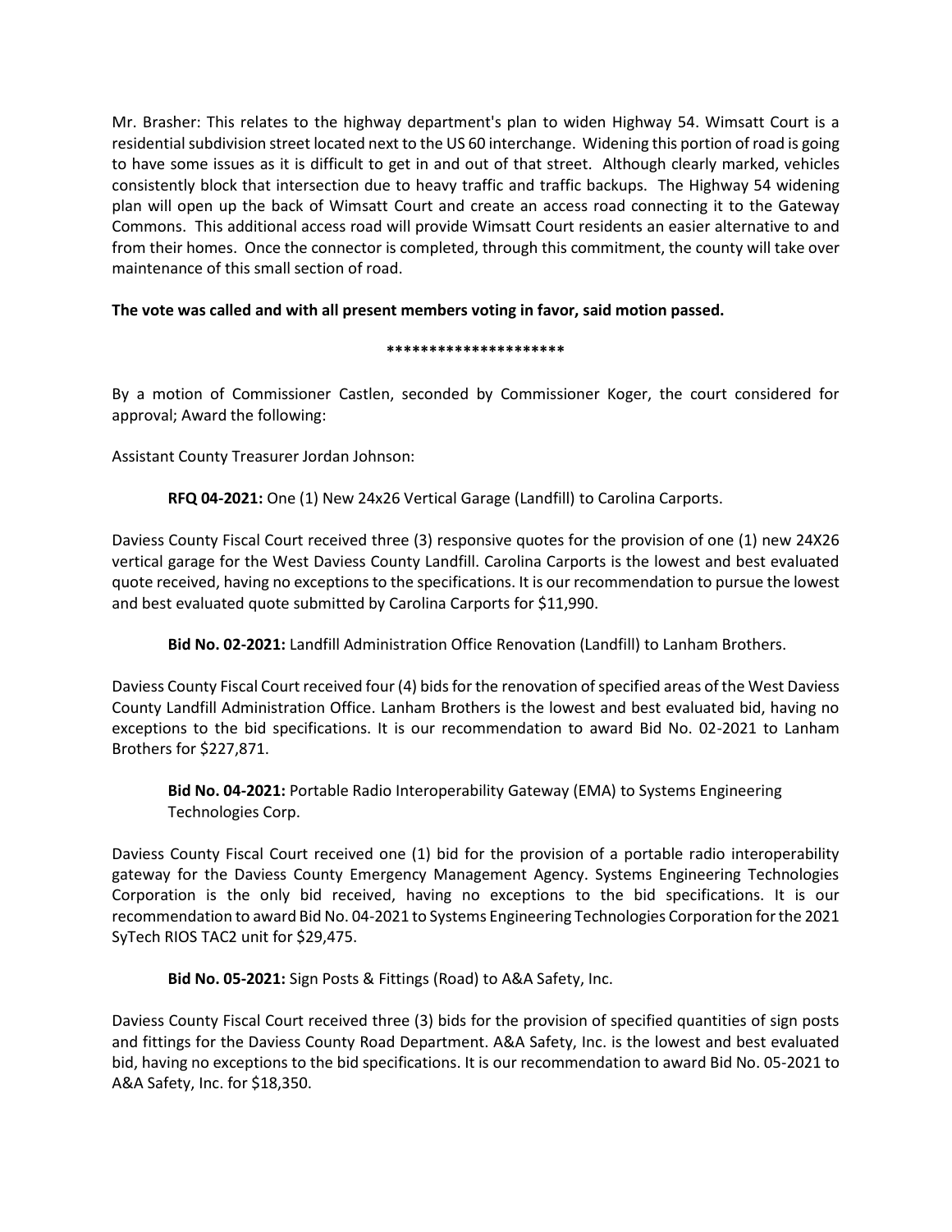Mr. Brasher: This relates to the highway department's plan to widen Highway 54. Wimsatt Court is a residential subdivision street located next to the US 60 interchange. Widening this portion of road is going to have some issues as it is difficult to get in and out of that street. Although clearly marked, vehicles consistently block that intersection due to heavy traffic and traffic backups. The Highway 54 widening plan will open up the back of Wimsatt Court and create an access road connecting it to the Gateway Commons. This additional access road will provide Wimsatt Court residents an easier alternative to and from their homes. Once the connector is completed, through this commitment, the county will take over maintenance of this small section of road.

**The vote was called and with all present members voting in favor, said motion passed.**

*********************

By a motion of Commissioner Castlen, seconded by Commissioner Koger, the court considered for approval; Award the following:

Assistant County Treasurer Jordan Johnson:

**RFQ 04-2021:** One (1) New 24x26 Vertical Garage (Landfill) to Carolina Carports.

Daviess County Fiscal Court received three (3) responsive quotes for the provision of one (1) new 24X26 vertical garage for the West Daviess County Landfill. Carolina Carports is the lowest and best evaluated quote received, having no exceptions to the specifications. It is our recommendation to pursue the lowest and best evaluated quote submitted by Carolina Carports for $11,990.

**Bid No. 02-2021:** Landfill Administration Office Renovation (Landfill) to Lanham Brothers.

Daviess County Fiscal Court received four (4) bids for the renovation of specified areas of the West Daviess County Landfill Administration Office. Lanham Brothers is the lowest and best evaluated bid, having no exceptions to the bid specifications. It is our recommendation to award Bid No. 02-2021 to Lanham Brothers for $227,871.

**Bid No. 04-2021:** Portable Radio Interoperability Gateway (EMA) to Systems Engineering Technologies Corp.

Daviess County Fiscal Court received one (1) bid for the provision of a portable radio interoperability gateway for the Daviess County Emergency Management Agency. Systems Engineering Technologies Corporation is the only bid received, having no exceptions to the bid specifications. It is our recommendation to award Bid No. 04-2021 to Systems Engineering Technologies Corporation for the 2021 SyTech RIOS TAC2 unit for $29,475.

**Bid No. 05-2021:** Sign Posts & Fittings (Road) to A&A Safety, Inc.

Daviess County Fiscal Court received three (3) bids for the provision of specified quantities of sign posts and fittings for the Daviess County Road Department. A&A Safety, Inc. is the lowest and best evaluated bid, having no exceptions to the bid specifications. It is our recommendation to award Bid No. 05-2021 to A&A Safety, Inc. for $18,350.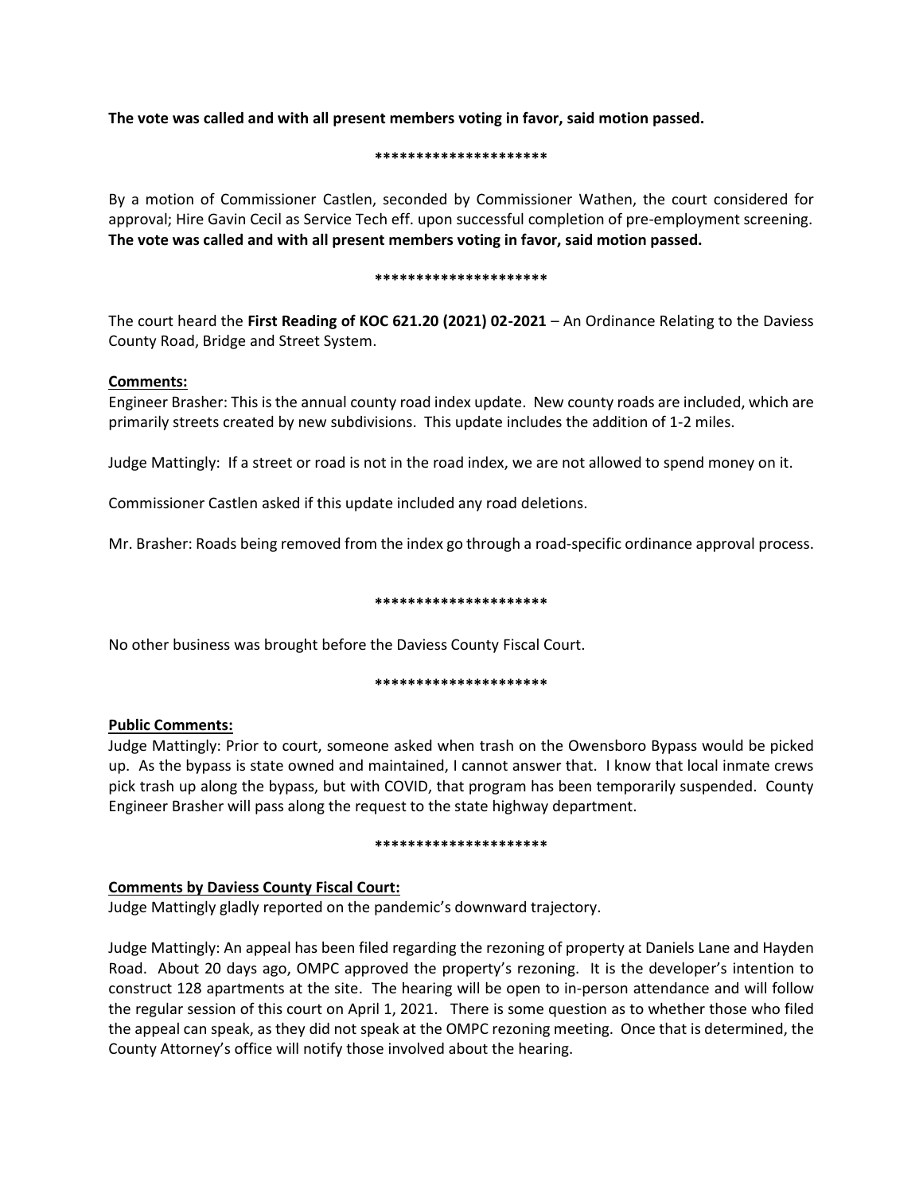**The vote was called and with all present members voting in favor, said motion passed.**

*********************

By a motion of Commissioner Castlen, seconded by Commissioner Wathen, the court considered for approval; Hire Gavin Cecil as Service Tech eff. upon successful completion of pre-employment screening. **The vote was called and with all present members voting in favor, said motion passed.**

*********************

The court heard the **First Reading of KOC 621.20 (2021) 02-2021** – An Ordinance Relating to the Daviess County Road, Bridge and Street System.

**Comments:**

Engineer Brasher: This is the annual county road index update. New county roads are included, which are primarily streets created by new subdivisions. This update includes the addition of 1-2 miles.

Judge Mattingly: If a street or road is not in the road index, we are not allowed to spend money on it.

Commissioner Castlen asked if this update included any road deletions.

Mr. Brasher: Roads being removed from the index go through a road-specific ordinance approval process.

*********************

No other business was brought before the Daviess County Fiscal Court.

*********************

**Public Comments:**

Judge Mattingly: Prior to court, someone asked when trash on the Owensboro Bypass would be picked up. As the bypass is state owned and maintained, I cannot answer that. I know that local inmate crews pick trash up along the bypass, but with COVID, that program has been temporarily suspended. County Engineer Brasher will pass along the request to the state highway department.

*********************

**Comments by Daviess County Fiscal Court:**

Judge Mattingly gladly reported on the pandemic's downward trajectory.

Judge Mattingly: An appeal has been filed regarding the rezoning of property at Daniels Lane and Hayden Road. About 20 days ago, OMPC approved the property's rezoning. It is the developer's intention to construct 128 apartments at the site. The hearing will be open to in-person attendance and will follow the regular session of this court on April 1, 2021. There is some question as to whether those who filed the appeal can speak, as they did not speak at the OMPC rezoning meeting. Once that is determined, the County Attorney's office will notify those involved about the hearing.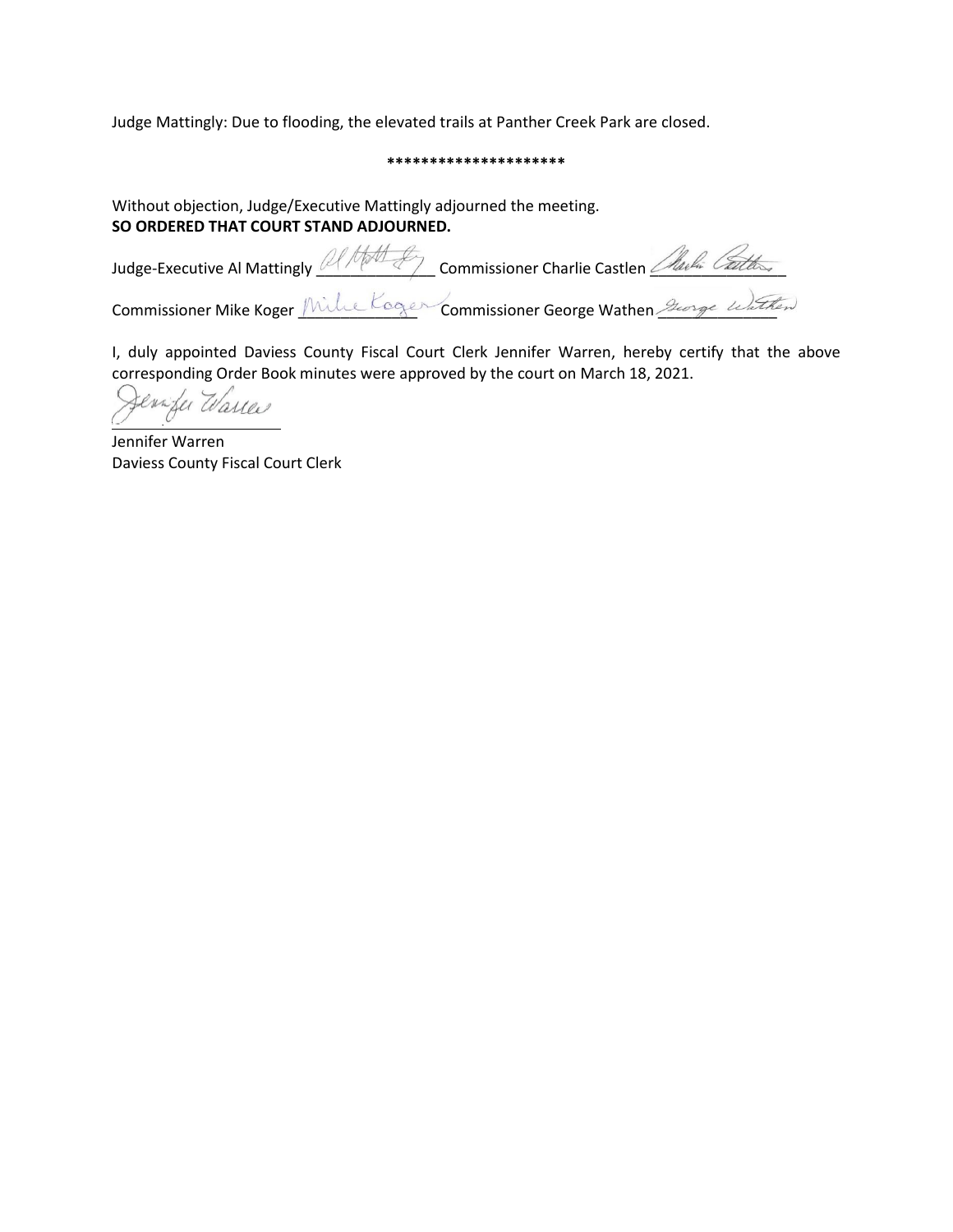Judge Mattingly: Due to flooding, the elevated trails at Panther Creek Park are closed.

*********************

Without objection, Judge/Executive Mattingly adjourned the meeting.
**SO ORDERED THAT COURT STAND ADJOURNED.**

Judge-Executive Al Mattingly ______________ Commissioner Charlie Castlen ______________

Commissioner Mike Koger ______________ Commissioner George Wathen ______________

I, duly appointed Daviess County Fiscal Court Clerk Jennifer Warren, hereby certify that the above corresponding Order Book minutes were approved by the court on March 18, 2021.

______________________
Jennifer Warren
Daviess County Fiscal Court Clerk